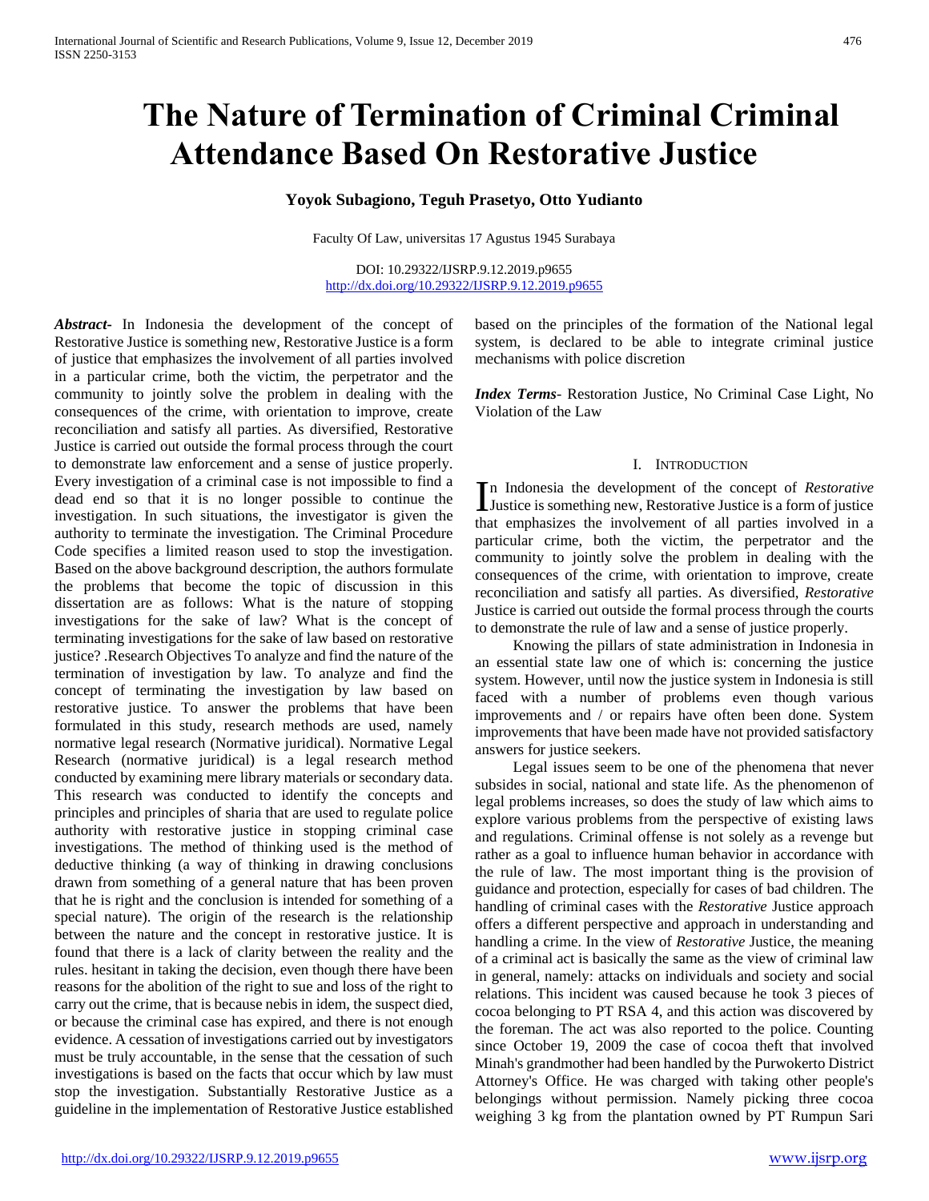# The Nature of Termination of Criminal Criminal Attendance Based On Restorative Justice

**Yoyok Subagiono, Teguh Prasetyo, Otto Yudianto**

Faculty Of Law, universitas 17 Agustus 1945 Surabaya

DOI: 10.29322/IJSRP.9.12.2019.p9655
http://dx.doi.org/10.29322/IJSRP.9.12.2019.p9655

***Abstract***- In Indonesia the development of the concept of Restorative Justice is something new, Restorative Justice is a form of justice that emphasizes the involvement of all parties involved in a particular crime, both the victim, the perpetrator and the community to jointly solve the problem in dealing with the consequences of the crime, with orientation to improve, create reconciliation and satisfy all parties. As diversified, Restorative Justice is carried out outside the formal process through the court to demonstrate law enforcement and a sense of justice properly. Every investigation of a criminal case is not impossible to find a dead end so that it is no longer possible to continue the investigation. In such situations, the investigator is given the authority to terminate the investigation. The Criminal Procedure Code specifies a limited reason used to stop the investigation. Based on the above background description, the authors formulate the problems that become the topic of discussion in this dissertation are as follows: What is the nature of stopping investigations for the sake of law? What is the concept of terminating investigations for the sake of law based on restorative justice? .Research Objectives To analyze and find the nature of the termination of investigation by law. To analyze and find the concept of terminating the investigation by law based on restorative justice. To answer the problems that have been formulated in this study, research methods are used, namely normative legal research (Normative juridical). Normative Legal Research (normative juridical) is a legal research method conducted by examining mere library materials or secondary data. This research was conducted to identify the concepts and principles and principles of sharia that are used to regulate police authority with restorative justice in stopping criminal case investigations. The method of thinking used is the method of deductive thinking (a way of thinking in drawing conclusions drawn from something of a general nature that has been proven that he is right and the conclusion is intended for something of a special nature). The origin of the research is the relationship between the nature and the concept in restorative justice. It is found that there is a lack of clarity between the reality and the rules. hesitant in taking the decision, even though there have been reasons for the abolition of the right to sue and loss of the right to carry out the crime, that is because nebis in idem, the suspect died, or because the criminal case has expired, and there is not enough evidence. A cessation of investigations carried out by investigators must be truly accountable, in the sense that the cessation of such investigations is based on the facts that occur which by law must stop the investigation. Substantially Restorative Justice as a guideline in the implementation of Restorative Justice established based on the principles of the formation of the National legal system, is declared to be able to integrate criminal justice mechanisms with police discretion

***Index Terms***- Restoration Justice, No Criminal Case Light, No Violation of the Law

## I. Introduction

In Indonesia the development of the concept of *Restorative* Justice is something new, Restorative Justice is a form of justice that emphasizes the involvement of all parties involved in a particular crime, both the victim, the perpetrator and the community to jointly solve the problem in dealing with the consequences of the crime, with orientation to improve, create reconciliation and satisfy all parties. As diversified, *Restorative* Justice is carried out outside the formal process through the courts to demonstrate the rule of law and a sense of justice properly.

Knowing the pillars of state administration in Indonesia in an essential state law one of which is: concerning the justice system. However, until now the justice system in Indonesia is still faced with a number of problems even though various improvements and / or repairs have often been done. System improvements that have been made have not provided satisfactory answers for justice seekers.

Legal issues seem to be one of the phenomena that never subsides in social, national and state life. As the phenomenon of legal problems increases, so does the study of law which aims to explore various problems from the perspective of existing laws and regulations. Criminal offense is not solely as a revenge but rather as a goal to influence human behavior in accordance with the rule of law. The most important thing is the provision of guidance and protection, especially for cases of bad children. The handling of criminal cases with the *Restorative* Justice approach offers a different perspective and approach in understanding and handling a crime. In the view of *Restorative* Justice, the meaning of a criminal act is basically the same as the view of criminal law in general, namely: attacks on individuals and society and social relations. This incident was caused because he took 3 pieces of cocoa belonging to PT RSA 4, and this action was discovered by the foreman. The act was also reported to the police. Counting since October 19, 2009 the case of cocoa theft that involved Minah's grandmother had been handled by the Purwokerto District Attorney's Office. He was charged with taking other people's belongings without permission. Namely picking three cocoa weighing 3 kg from the plantation owned by PT Rumpun Sari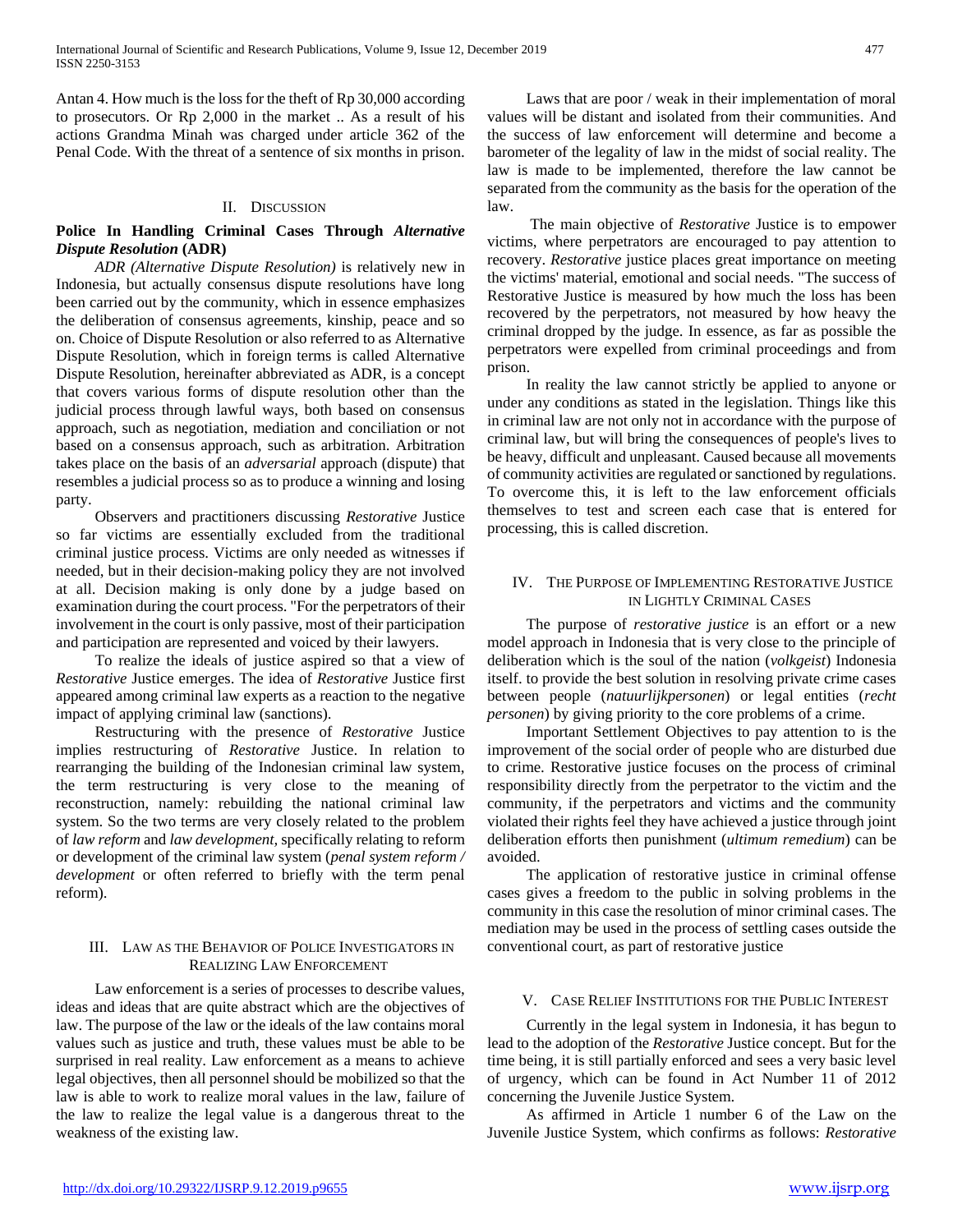Antan 4. How much is the loss for the theft of Rp 30,000 according to prosecutors. Or Rp 2,000 in the market .. As a result of his actions Grandma Minah was charged under article 362 of the Penal Code. With the threat of a sentence of six months in prison.

## II. Discussion

**Police In Handling Criminal Cases Through *Alternative Dispute Resolution* (ADR)**

*ADR (Alternative Dispute Resolution)* is relatively new in Indonesia, but actually consensus dispute resolutions have long been carried out by the community, which in essence emphasizes the deliberation of consensus agreements, kinship, peace and so on. Choice of Dispute Resolution or also referred to as Alternative Dispute Resolution, which in foreign terms is called Alternative Dispute Resolution, hereinafter abbreviated as ADR, is a concept that covers various forms of dispute resolution other than the judicial process through lawful ways, both based on consensus approach, such as negotiation, mediation and conciliation or not based on a consensus approach, such as arbitration. Arbitration takes place on the basis of an *adversarial* approach (dispute) that resembles a judicial process so as to produce a winning and losing party.

Observers and practitioners discussing *Restorative* Justice so far victims are essentially excluded from the traditional criminal justice process. Victims are only needed as witnesses if needed, but in their decision-making policy they are not involved at all. Decision making is only done by a judge based on examination during the court process. "For the perpetrators of their involvement in the court is only passive, most of their participation and participation are represented and voiced by their lawyers.

To realize the ideals of justice aspired so that a view of *Restorative* Justice emerges. The idea of *Restorative* Justice first appeared among criminal law experts as a reaction to the negative impact of applying criminal law (sanctions).

Restructuring with the presence of *Restorative* Justice implies restructuring of *Restorative* Justice. In relation to rearranging the building of the Indonesian criminal law system, the term restructuring is very close to the meaning of reconstruction, namely: rebuilding the national criminal law system. So the two terms are very closely related to the problem of *law reform* and *law development,* specifically relating to reform or development of the criminal law system (*penal system reform / development* or often referred to briefly with the term penal reform).

## III. Law as the Behavior of Police Investigators in Realizing Law Enforcement

Law enforcement is a series of processes to describe values, ideas and ideas that are quite abstract which are the objectives of law. The purpose of the law or the ideals of the law contains moral values such as justice and truth, these values must be able to be surprised in real reality. Law enforcement as a means to achieve legal objectives, then all personnel should be mobilized so that the law is able to work to realize moral values in the law, failure of the law to realize the legal value is a dangerous threat to the weakness of the existing law.

Laws that are poor / weak in their implementation of moral values will be distant and isolated from their communities. And the success of law enforcement will determine and become a barometer of the legality of law in the midst of social reality. The law is made to be implemented, therefore the law cannot be separated from the community as the basis for the operation of the law.

The main objective of *Restorative* Justice is to empower victims, where perpetrators are encouraged to pay attention to recovery. *Restorative* justice places great importance on meeting the victims' material, emotional and social needs. "The success of Restorative Justice is measured by how much the loss has been recovered by the perpetrators, not measured by how heavy the criminal dropped by the judge. In essence, as far as possible the perpetrators were expelled from criminal proceedings and from prison.

In reality the law cannot strictly be applied to anyone or under any conditions as stated in the legislation. Things like this in criminal law are not only not in accordance with the purpose of criminal law, but will bring the consequences of people's lives to be heavy, difficult and unpleasant. Caused because all movements of community activities are regulated or sanctioned by regulations. To overcome this, it is left to the law enforcement officials themselves to test and screen each case that is entered for processing, this is called discretion.

## IV. The Purpose of Implementing Restorative Justice in Lightly Criminal Cases

The purpose of *restorative justice* is an effort or a new model approach in Indonesia that is very close to the principle of deliberation which is the soul of the nation (*volkgeist*) Indonesia itself. to provide the best solution in resolving private crime cases between people (*natuurlijkpersonen*) or legal entities (*recht personen*) by giving priority to the core problems of a crime.

Important Settlement Objectives to pay attention to is the improvement of the social order of people who are disturbed due to crime. Restorative justice focuses on the process of criminal responsibility directly from the perpetrator to the victim and the community, if the perpetrators and victims and the community violated their rights feel they have achieved a justice through joint deliberation efforts then punishment (*ultimum remedium*) can be avoided.

The application of restorative justice in criminal offense cases gives a freedom to the public in solving problems in the community in this case the resolution of minor criminal cases. The mediation may be used in the process of settling cases outside the conventional court, as part of restorative justice

## V. Case Relief Institutions for the Public Interest

Currently in the legal system in Indonesia, it has begun to lead to the adoption of the *Restorative* Justice concept. But for the time being, it is still partially enforced and sees a very basic level of urgency, which can be found in Act Number 11 of 2012 concerning the Juvenile Justice System.

As affirmed in Article 1 number 6 of the Law on the Juvenile Justice System, which confirms as follows: *Restorative*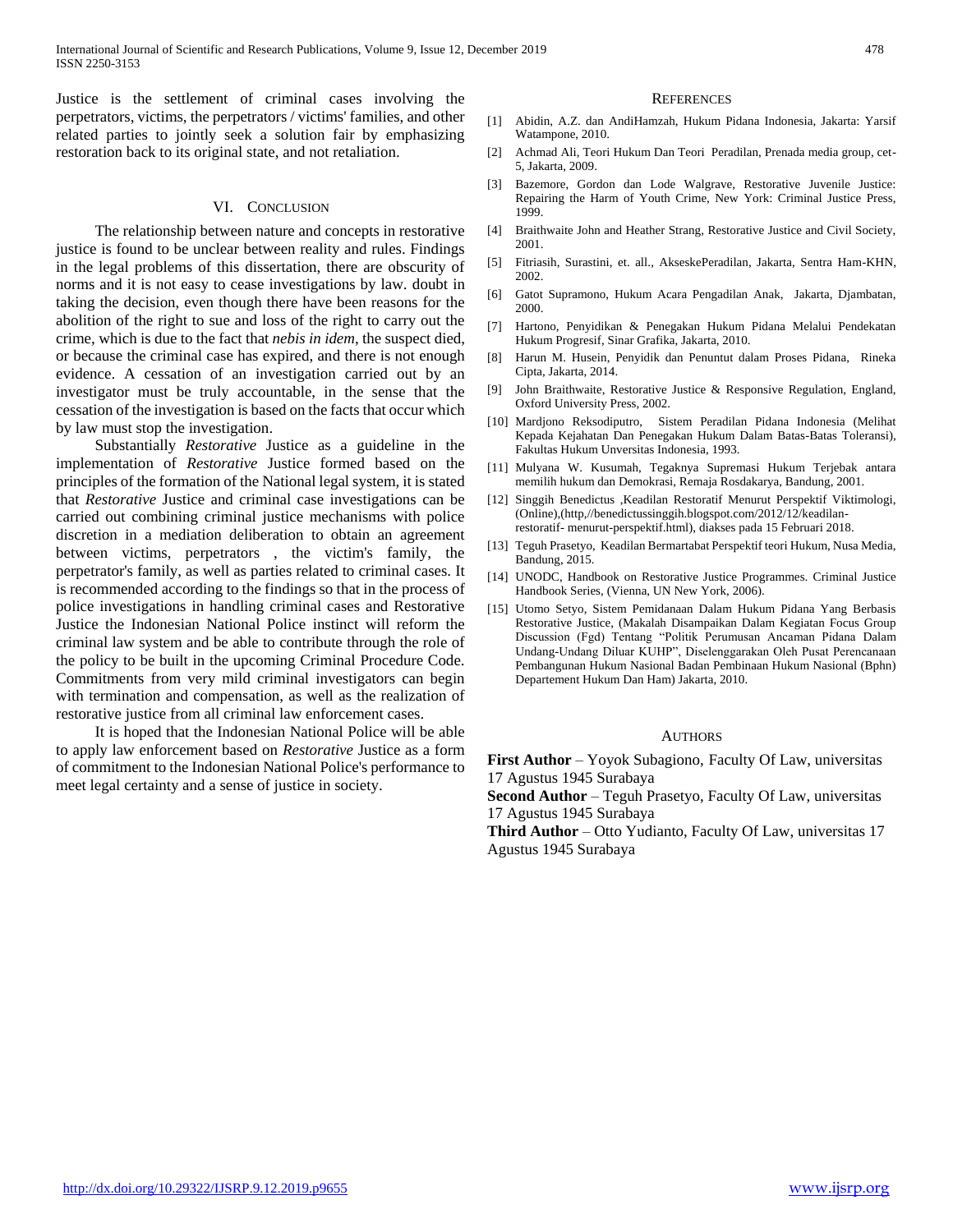Justice is the settlement of criminal cases involving the perpetrators, victims, the perpetrators / victims' families, and other related parties to jointly seek a solution fair by emphasizing restoration back to its original state, and not retaliation.

## VI. Conclusion

The relationship between nature and concepts in restorative justice is found to be unclear between reality and rules. Findings in the legal problems of this dissertation, there are obscurity of norms and it is not easy to cease investigations by law. doubt in taking the decision, even though there have been reasons for the abolition of the right to sue and loss of the right to carry out the crime, which is due to the fact that *nebis in idem*, the suspect died, or because the criminal case has expired, and there is not enough evidence. A cessation of an investigation carried out by an investigator must be truly accountable, in the sense that the cessation of the investigation is based on the facts that occur which by law must stop the investigation.

Substantially *Restorative* Justice as a guideline in the implementation of *Restorative* Justice formed based on the principles of the formation of the National legal system, it is stated that *Restorative* Justice and criminal case investigations can be carried out combining criminal justice mechanisms with police discretion in a mediation deliberation to obtain an agreement between victims, perpetrators , the victim's family, the perpetrator's family, as well as parties related to criminal cases. It is recommended according to the findings so that in the process of police investigations in handling criminal cases and Restorative Justice the Indonesian National Police instinct will reform the criminal law system and be able to contribute through the role of the policy to be built in the upcoming Criminal Procedure Code. Commitments from very mild criminal investigators can begin with termination and compensation, as well as the realization of restorative justice from all criminal law enforcement cases.

It is hoped that the Indonesian National Police will be able to apply law enforcement based on *Restorative* Justice as a form of commitment to the Indonesian National Police's performance to meet legal certainty and a sense of justice in society.

## References

[1] Abidin, A.Z. dan AndiHamzah, Hukum Pidana Indonesia, Jakarta: Yarsif Watampone, 2010.

[2] Achmad Ali, Teori Hukum Dan Teori Peradilan, Prenada media group, cet-5, Jakarta, 2009.

[3] Bazemore, Gordon dan Lode Walgrave, Restorative Juvenile Justice: Repairing the Harm of Youth Crime, New York: Criminal Justice Press, 1999.

[4] Braithwaite John and Heather Strang, Restorative Justice and Civil Society, 2001.

[5] Fitriasih, Surastini, et. all., AkseskePeradilan, Jakarta, Sentra Ham-KHN, 2002.

[6] Gatot Supramono, Hukum Acara Pengadilan Anak, Jakarta, Djambatan, 2000.

[7] Hartono, Penyidikan & Penegakan Hukum Pidana Melalui Pendekatan Hukum Progresif, Sinar Grafika, Jakarta, 2010.

[8] Harun M. Husein, Penyidik dan Penuntut dalam Proses Pidana, Rineka Cipta, Jakarta, 2014.

[9] John Braithwaite, Restorative Justice & Responsive Regulation, England, Oxford University Press, 2002.

[10] Mardjono Reksodiputro, Sistem Peradilan Pidana Indonesia (Melihat Kepada Kejahatan Dan Penegakan Hukum Dalam Batas-Batas Toleransi), Fakultas Hukum Unversitas Indonesia, 1993.

[11] Mulyana W. Kusumah, Tegaknya Supremasi Hukum Terjebak antara memilih hukum dan Demokrasi, Remaja Rosdakarya, Bandung, 2001.

[12] Singgih Benedictus ,Keadilan Restoratif Menurut Perspektif Viktimologi, (Online),(http,//benedictussinggih.blogspot.com/2012/12/keadilan-restoratif- menurut-perspektif.html), diakses pada 15 Februari 2018.

[13] Teguh Prasetyo, Keadilan Bermartabat Perspektif teori Hukum, Nusa Media, Bandung, 2015.

[14] UNODC, Handbook on Restorative Justice Programmes. Criminal Justice Handbook Series, (Vienna, UN New York, 2006).

[15] Utomo Setyo, Sistem Pemidanaan Dalam Hukum Pidana Yang Berbasis Restorative Justice, (Makalah Disampaikan Dalam Kegiatan Focus Group Discussion (Fgd) Tentang "Politik Perumusan Ancaman Pidana Dalam Undang-Undang Diluar KUHP", Diselenggarakan Oleh Pusat Perencanaan Pembangunan Hukum Nasional Badan Pembinaan Hukum Nasional (Bphn) Departement Hukum Dan Ham) Jakarta, 2010.

## Authors

**First Author** – Yoyok Subagiono, Faculty Of Law, universitas 17 Agustus 1945 Surabaya

**Second Author** – Teguh Prasetyo, Faculty Of Law, universitas 17 Agustus 1945 Surabaya

**Third Author** – Otto Yudianto, Faculty Of Law, universitas 17 Agustus 1945 Surabaya